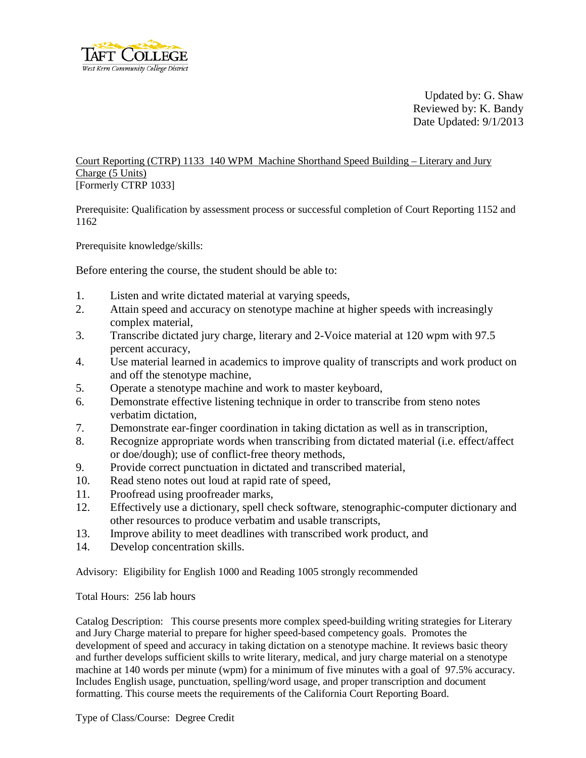Updated by: G. Shaw
Reviewed by: K. Bandy
Date Updated: 9/1/2013

Court Reporting (CTRP) 1133 140 WPM Machine Shorthand Speed Building – Literary and Jury Charge (5 Units)
[Formerly CTRP 1033]

Prerequisite: Qualification by assessment process or successful completion of Court Reporting 1152 and 1162

Prerequisite knowledge/skills:

Before entering the course, the student should be able to:

1. Listen and write dictated material at varying speeds,
2. Attain speed and accuracy on stenotype machine at higher speeds with increasingly complex material,
3. Transcribe dictated jury charge, literary and 2-Voice material at 120 wpm with 97.5 percent accuracy,
4. Use material learned in academics to improve quality of transcripts and work product on and off the stenotype machine,
5. Operate a stenotype machine and work to master keyboard,
6. Demonstrate effective listening technique in order to transcribe from steno notes verbatim dictation,
7. Demonstrate ear-finger coordination in taking dictation as well as in transcription,
8. Recognize appropriate words when transcribing from dictated material (i.e. effect/affect or doe/dough); use of conflict-free theory methods,
9. Provide correct punctuation in dictated and transcribed material,
10. Read steno notes out loud at rapid rate of speed,
11. Proofread using proofreader marks,
12. Effectively use a dictionary, spell check software, stenographic-computer dictionary and other resources to produce verbatim and usable transcripts,
13. Improve ability to meet deadlines with transcribed work product, and
14. Develop concentration skills.

Advisory: Eligibility for English 1000 and Reading 1005 strongly recommended

Total Hours: 256 lab hours

Catalog Description: This course presents more complex speed-building writing strategies for Literary and Jury Charge material to prepare for higher speed-based competency goals. Promotes the development of speed and accuracy in taking dictation on a stenotype machine. It reviews basic theory and further develops sufficient skills to write literary, medical, and jury charge material on a stenotype machine at 140 words per minute (wpm) for a minimum of five minutes with a goal of 97.5% accuracy. Includes English usage, punctuation, spelling/word usage, and proper transcription and document formatting. This course meets the requirements of the California Court Reporting Board.

Type of Class/Course: Degree Credit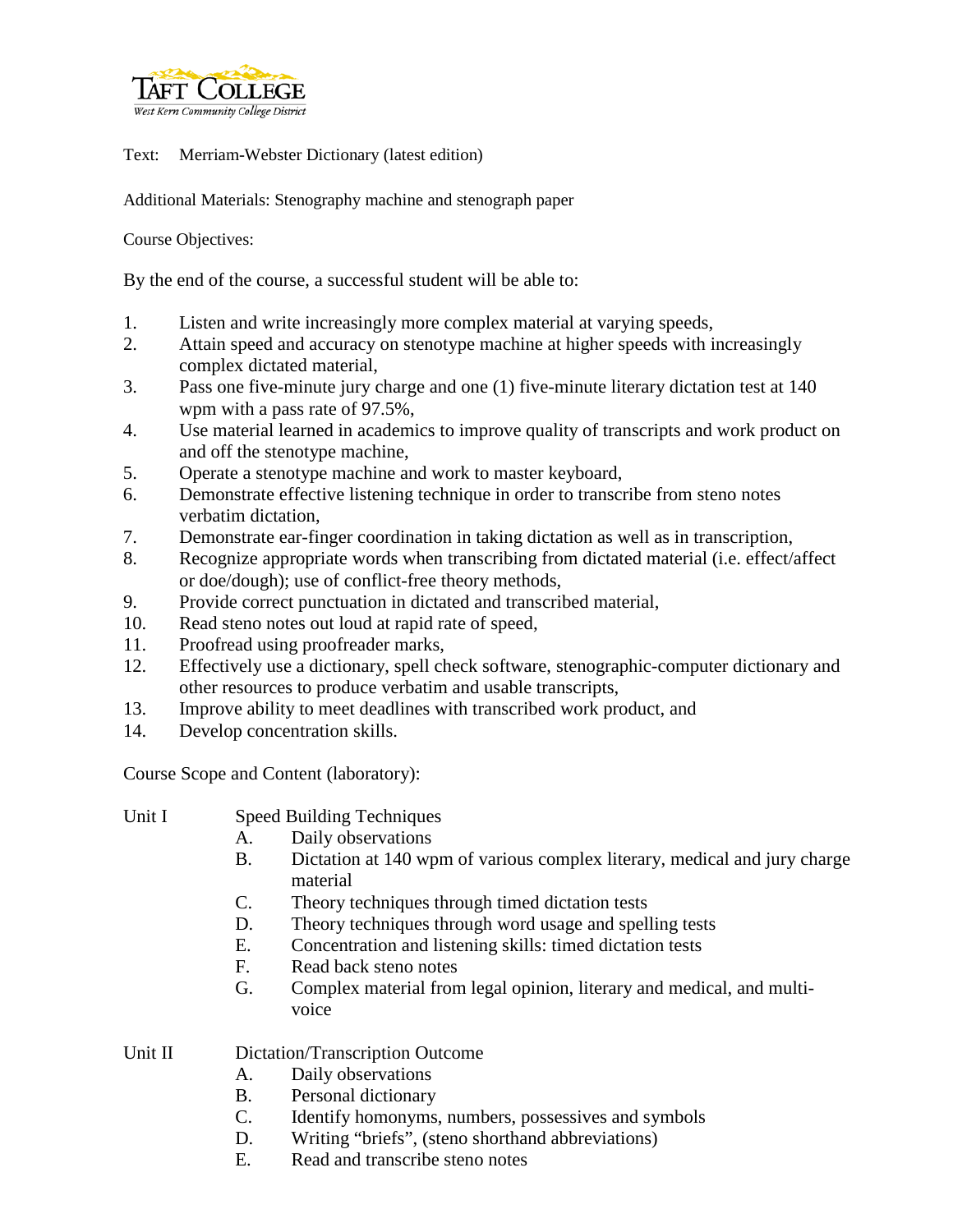Text: Merriam-Webster Dictionary (latest edition)

Additional Materials: Stenography machine and stenograph paper

Course Objectives:

By the end of the course, a successful student will be able to:

1. Listen and write increasingly more complex material at varying speeds,
2. Attain speed and accuracy on stenotype machine at higher speeds with increasingly complex dictated material,
3. Pass one five-minute jury charge and one (1) five-minute literary dictation test at 140 wpm with a pass rate of 97.5%,
4. Use material learned in academics to improve quality of transcripts and work product on and off the stenotype machine,
5. Operate a stenotype machine and work to master keyboard,
6. Demonstrate effective listening technique in order to transcribe from steno notes verbatim dictation,
7. Demonstrate ear-finger coordination in taking dictation as well as in transcription,
8. Recognize appropriate words when transcribing from dictated material (i.e. effect/affect or doe/dough); use of conflict-free theory methods,
9. Provide correct punctuation in dictated and transcribed material,
10. Read steno notes out loud at rapid rate of speed,
11. Proofread using proofreader marks,
12. Effectively use a dictionary, spell check software, stenographic-computer dictionary and other resources to produce verbatim and usable transcripts,
13. Improve ability to meet deadlines with transcribed work product, and
14. Develop concentration skills.

Course Scope and Content (laboratory):

Unit I Speed Building Techniques

- A. Daily observations
- B. Dictation at 140 wpm of various complex literary, medical and jury charge material
- C. Theory techniques through timed dictation tests
- D. Theory techniques through word usage and spelling tests
- E. Concentration and listening skills: timed dictation tests
- F. Read back steno notes
- G. Complex material from legal opinion, literary and medical, and multi-voice

Unit II Dictation/Transcription Outcome

- A. Daily observations
- B. Personal dictionary
- C. Identify homonyms, numbers, possessives and symbols
- D. Writing "briefs", (steno shorthand abbreviations)
- E. Read and transcribe steno notes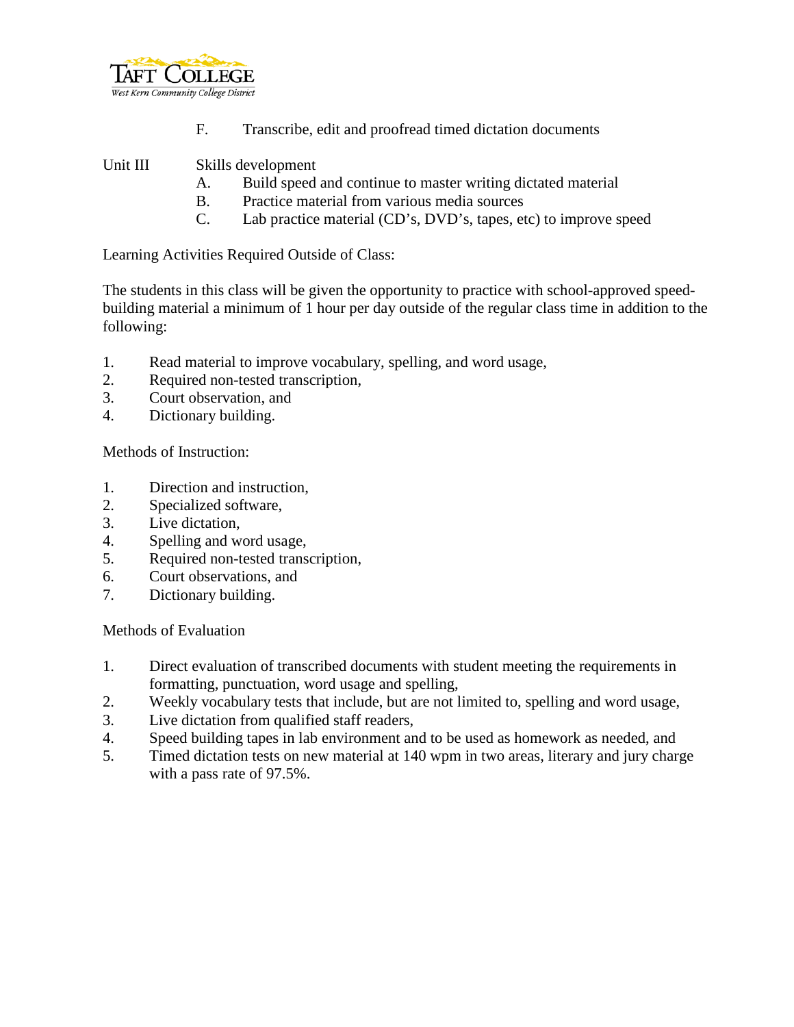F. Transcribe, edit and proofread timed dictation documents

Unit III Skills development

A. Build speed and continue to master writing dictated material
B. Practice material from various media sources
C. Lab practice material (CD's, DVD's, tapes, etc) to improve speed

Learning Activities Required Outside of Class:

The students in this class will be given the opportunity to practice with school-approved speed-building material a minimum of 1 hour per day outside of the regular class time in addition to the following:

1. Read material to improve vocabulary, spelling, and word usage,
2. Required non-tested transcription,
3. Court observation, and
4. Dictionary building.

Methods of Instruction:

1. Direction and instruction,
2. Specialized software,
3. Live dictation,
4. Spelling and word usage,
5. Required non-tested transcription,
6. Court observations, and
7. Dictionary building.

Methods of Evaluation

1. Direct evaluation of transcribed documents with student meeting the requirements in formatting, punctuation, word usage and spelling,
2. Weekly vocabulary tests that include, but are not limited to, spelling and word usage,
3. Live dictation from qualified staff readers,
4. Speed building tapes in lab environment and to be used as homework as needed, and
5. Timed dictation tests on new material at 140 wpm in two areas, literary and jury charge with a pass rate of 97.5%.